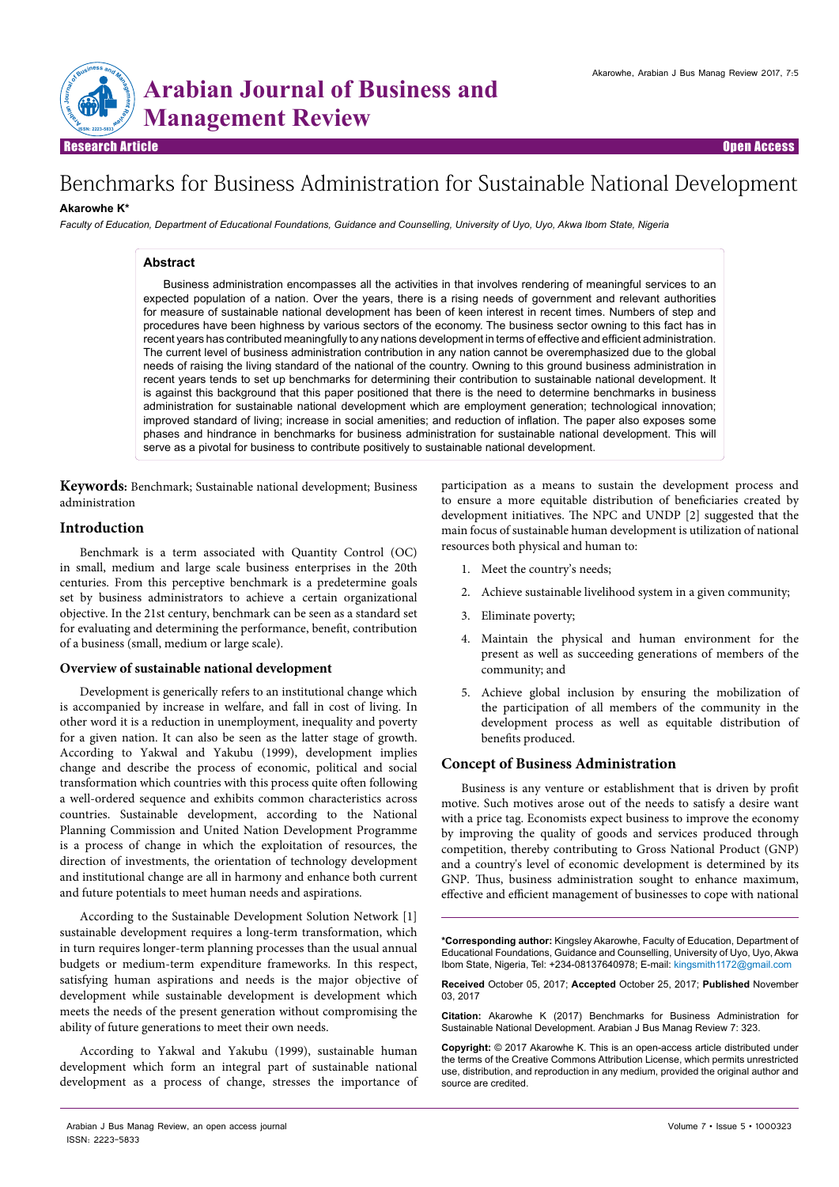# Benchmarks for Business Administration for Sustainable National Development

**Akarowhe K***

*Faculty of Education, Department of Educational Foundations, Guidance and Counselling, University of Uyo, Uyo, Akwa Ibom State, Nigeria*

## Abstract

Business administration encompasses all the activities in that involves rendering of meaningful services to an expected population of a nation. Over the years, there is a rising needs of government and relevant authorities for measure of sustainable national development has been of keen interest in recent times. Numbers of step and procedures have been highness by various sectors of the economy. The business sector owning to this fact has in recent years has contributed meaningfully to any nations development in terms of effective and efficient administration. The current level of business administration contribution in any nation cannot be overemphasized due to the global needs of raising the living standard of the national of the country. Owning to this ground business administration in recent years tends to set up benchmarks for determining their contribution to sustainable national development. It is against this background that this paper positioned that there is the need to determine benchmarks in business administration for sustainable national development which are employment generation; technological innovation; improved standard of living; increase in social amenities; and reduction of inflation. The paper also exposes some phases and hindrance in benchmarks for business administration for sustainable national development. This will serve as a pivotal for business to contribute positively to sustainable national development.

**Keywords:** Benchmark; Sustainable national development; Business administration

## Introduction

Benchmark is a term associated with Quantity Control (OC) in small, medium and large scale business enterprises in the 20th centuries. From this perceptive benchmark is a predetermine goals set by business administrators to achieve a certain organizational objective. In the 21st century, benchmark can be seen as a standard set for evaluating and determining the performance, benefit, contribution of a business (small, medium or large scale).

### Overview of sustainable national development

Development is generically refers to an institutional change which is accompanied by increase in welfare, and fall in cost of living. In other word it is a reduction in unemployment, inequality and poverty for a given nation. It can also be seen as the latter stage of growth. According to Yakwal and Yakubu (1999), development implies change and describe the process of economic, political and social transformation which countries with this process quite often following a well-ordered sequence and exhibits common characteristics across countries. Sustainable development, according to the National Planning Commission and United Nation Development Programme is a process of change in which the exploitation of resources, the direction of investments, the orientation of technology development and institutional change are all in harmony and enhance both current and future potentials to meet human needs and aspirations.

According to the Sustainable Development Solution Network [1] sustainable development requires a long-term transformation, which in turn requires longer-term planning processes than the usual annual budgets or medium-term expenditure frameworks. In this respect, satisfying human aspirations and needs is the major objective of development while sustainable development is development which meets the needs of the present generation without compromising the ability of future generations to meet their own needs.

According to Yakwal and Yakubu (1999), sustainable human development which form an integral part of sustainable national development as a process of change, stresses the importance of participation as a means to sustain the development process and to ensure a more equitable distribution of beneficiaries created by development initiatives. The NPC and UNDP [2] suggested that the main focus of sustainable human development is utilization of national resources both physical and human to:

1. Meet the country's needs;
2. Achieve sustainable livelihood system in a given community;
3. Eliminate poverty;
4. Maintain the physical and human environment for the present as well as succeeding generations of members of the community; and
5. Achieve global inclusion by ensuring the mobilization of the participation of all members of the community in the development process as well as equitable distribution of benefits produced.

## Concept of Business Administration

Business is any venture or establishment that is driven by profit motive. Such motives arose out of the needs to satisfy a desire want with a price tag. Economists expect business to improve the economy by improving the quality of goods and services produced through competition, thereby contributing to Gross National Product (GNP) and a country's level of economic development is determined by its GNP. Thus, business administration sought to enhance maximum, effective and efficient management of businesses to cope with national

---

***Corresponding author:** Kingsley Akarowhe, Faculty of Education, Department of Educational Foundations, Guidance and Counselling, University of Uyo, Uyo, Akwa Ibom State, Nigeria, Tel: +234-08137640978; E-mail: kingsmith1172@gmail.com

**Received** October 05, 2017; **Accepted** October 25, 2017; **Published** November 03, 2017

**Citation:** Akarowhe K (2017) Benchmarks for Business Administration for Sustainable National Development. Arabian J Bus Manag Review 7: 323.

**Copyright:** © 2017 Akarowhe K. This is an open-access article distributed under the terms of the Creative Commons Attribution License, which permits unrestricted use, distribution, and reproduction in any medium, provided the original author and source are credited.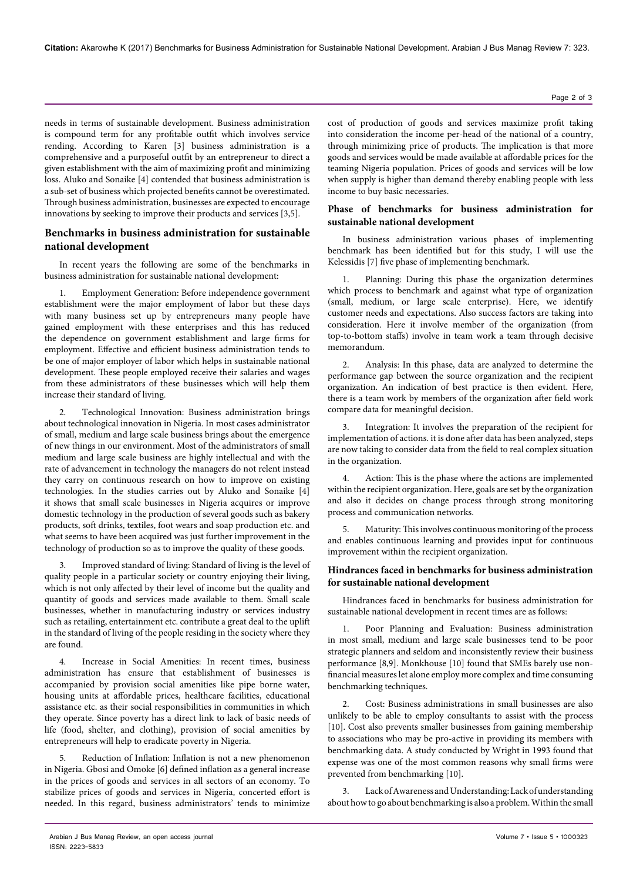needs in terms of sustainable development. Business administration is compound term for any profitable outfit which involves service rending. According to Karen [3] business administration is a comprehensive and a purposeful outfit by an entrepreneur to direct a given establishment with the aim of maximizing profit and minimizing loss. Aluko and Sonaike [4] contended that business administration is a sub-set of business which projected benefits cannot be overestimated. Through business administration, businesses are expected to encourage innovations by seeking to improve their products and services [3,5].

## Benchmarks in business administration for sustainable national development

In recent years the following are some of the benchmarks in business administration for sustainable national development:

1. Employment Generation: Before independence government establishment were the major employment of labor but these days with many business set up by entrepreneurs many people have gained employment with these enterprises and this has reduced the dependence on government establishment and large firms for employment. Effective and efficient business administration tends to be one of major employer of labor which helps in sustainable national development. These people employed receive their salaries and wages from these administrators of these businesses which will help them increase their standard of living.

2. Technological Innovation: Business administration brings about technological innovation in Nigeria. In most cases administrator of small, medium and large scale business brings about the emergence of new things in our environment. Most of the administrators of small medium and large scale business are highly intellectual and with the rate of advancement in technology the managers do not relent instead they carry on continuous research on how to improve on existing technologies. In the studies carries out by Aluko and Sonaike [4] it shows that small scale businesses in Nigeria acquires or improve domestic technology in the production of several goods such as bakery products, soft drinks, textiles, foot wears and soap production etc. and what seems to have been acquired was just further improvement in the technology of production so as to improve the quality of these goods.

3. Improved standard of living: Standard of living is the level of quality people in a particular society or country enjoying their living, which is not only affected by their level of income but the quality and quantity of goods and services made available to them. Small scale businesses, whether in manufacturing industry or services industry such as retailing, entertainment etc. contribute a great deal to the uplift in the standard of living of the people residing in the society where they are found.

4. Increase in Social Amenities: In recent times, business administration has ensure that establishment of businesses is accompanied by provision social amenities like pipe borne water, housing units at affordable prices, healthcare facilities, educational assistance etc. as their social responsibilities in communities in which they operate. Since poverty has a direct link to lack of basic needs of life (food, shelter, and clothing), provision of social amenities by entrepreneurs will help to eradicate poverty in Nigeria.

5. Reduction of Inflation: Inflation is not a new phenomenon in Nigeria. Gbosi and Omoke [6] defined inflation as a general increase in the prices of goods and services in all sectors of an economy. To stabilize prices of goods and services in Nigeria, concerted effort is needed. In this regard, business administrators' tends to minimize cost of production of goods and services maximize profit taking into consideration the income per-head of the national of a country, through minimizing price of products. The implication is that more goods and services would be made available at affordable prices for the teaming Nigeria population. Prices of goods and services will be low when supply is higher than demand thereby enabling people with less income to buy basic necessaries.

## Phase of benchmarks for business administration for sustainable national development

In business administration various phases of implementing benchmark has been identified but for this study, I will use the Kelessidis [7] five phase of implementing benchmark.

1. Planning: During this phase the organization determines which process to benchmark and against what type of organization (small, medium, or large scale enterprise). Here, we identify customer needs and expectations. Also success factors are taking into consideration. Here it involve member of the organization (from top-to-bottom staffs) involve in team work a team through decisive memorandum.

2. Analysis: In this phase, data are analyzed to determine the performance gap between the source organization and the recipient organization. An indication of best practice is then evident. Here, there is a team work by members of the organization after field work compare data for meaningful decision.

3. Integration: It involves the preparation of the recipient for implementation of actions. it is done after data has been analyzed, steps are now taking to consider data from the field to real complex situation in the organization.

4. Action: This is the phase where the actions are implemented within the recipient organization. Here, goals are set by the organization and also it decides on change process through strong monitoring process and communication networks.

5. Maturity: This involves continuous monitoring of the process and enables continuous learning and provides input for continuous improvement within the recipient organization.

## Hindrances faced in benchmarks for business administration for sustainable national development

Hindrances faced in benchmarks for business administration for sustainable national development in recent times are as follows:

1. Poor Planning and Evaluation: Business administration in most small, medium and large scale businesses tend to be poor strategic planners and seldom and inconsistently review their business performance [8,9]. Monkhouse [10] found that SMEs barely use non-financial measures let alone employ more complex and time consuming benchmarking techniques.

2. Cost: Business administrations in small businesses are also unlikely to be able to employ consultants to assist with the process [10]. Cost also prevents smaller businesses from gaining membership to associations who may be pro-active in providing its members with benchmarking data. A study conducted by Wright in 1993 found that expense was one of the most common reasons why small firms were prevented from benchmarking [10].

3. Lack of Awareness and Understanding: Lack of understanding about how to go about benchmarking is also a problem. Within the small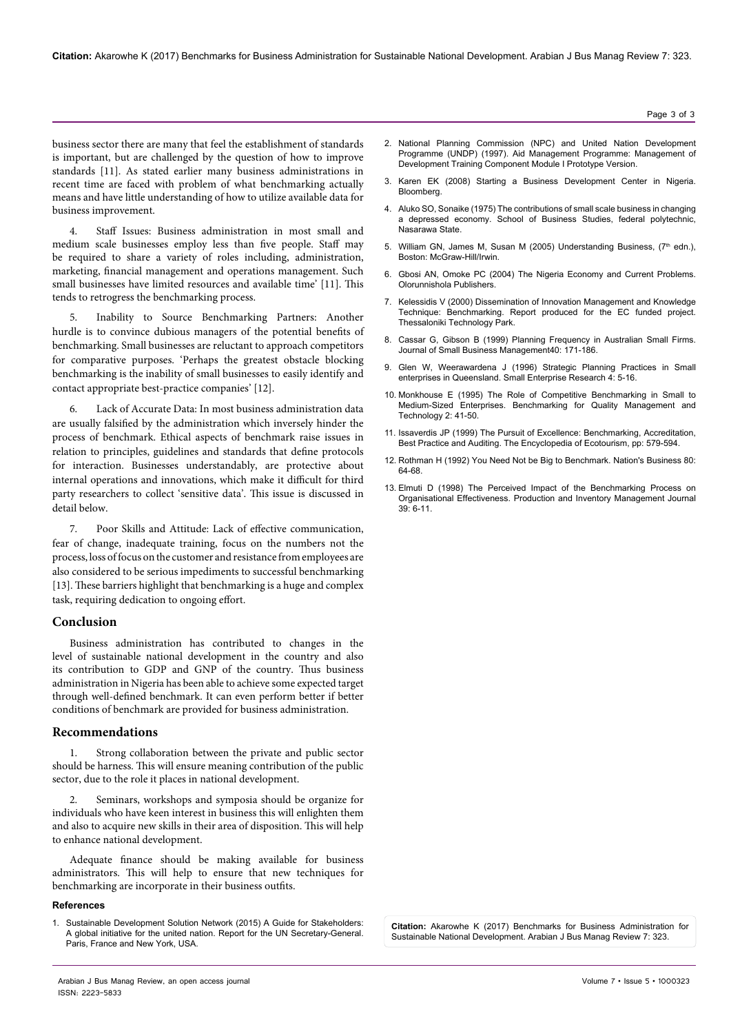business sector there are many that feel the establishment of standards is important, but are challenged by the question of how to improve standards [11]. As stated earlier many business administrations in recent time are faced with problem of what benchmarking actually means and have little understanding of how to utilize available data for business improvement.

4. Staff Issues: Business administration in most small and medium scale businesses employ less than five people. Staff may be required to share a variety of roles including, administration, marketing, financial management and operations management. Such small businesses have limited resources and available time' [11]. This tends to retrogress the benchmarking process.

5. Inability to Source Benchmarking Partners: Another hurdle is to convince dubious managers of the potential benefits of benchmarking. Small businesses are reluctant to approach competitors for comparative purposes. 'Perhaps the greatest obstacle blocking benchmarking is the inability of small businesses to easily identify and contact appropriate best-practice companies' [12].

6. Lack of Accurate Data: In most business administration data are usually falsified by the administration which inversely hinder the process of benchmark. Ethical aspects of benchmark raise issues in relation to principles, guidelines and standards that define protocols for interaction. Businesses understandably, are protective about internal operations and innovations, which make it difficult for third party researchers to collect 'sensitive data'. This issue is discussed in detail below.

7. Poor Skills and Attitude: Lack of effective communication, fear of change, inadequate training, focus on the numbers not the process, loss of focus on the customer and resistance from employees are also considered to be serious impediments to successful benchmarking [13]. These barriers highlight that benchmarking is a huge and complex task, requiring dedication to ongoing effort.

## Conclusion

Business administration has contributed to changes in the level of sustainable national development in the country and also its contribution to GDP and GNP of the country. Thus business administration in Nigeria has been able to achieve some expected target through well-defined benchmark. It can even perform better if better conditions of benchmark are provided for business administration.

## Recommendations

1. Strong collaboration between the private and public sector should be harness. This will ensure meaning contribution of the public sector, due to the role it places in national development.

2. Seminars, workshops and symposia should be organize for individuals who have keen interest in business this will enlighten them and also to acquire new skills in their area of disposition. This will help to enhance national development.

Adequate finance should be making available for business administrators. This will help to ensure that new techniques for benchmarking are incorporate in their business outfits.

### References

1. Sustainable Development Solution Network (2015) A Guide for Stakeholders: A global initiative for the united nation. Report for the UN Secretary-General. Paris, France and New York, USA.
2. National Planning Commission (NPC) and United Nation Development Programme (UNDP) (1997). Aid Management Programme: Management of Development Training Component Module I Prototype Version.
3. Karen EK (2008) Starting a Business Development Center in Nigeria. Bloomberg.
4. Aluko SO, Sonaike (1975) The contributions of small scale business in changing a depressed economy. School of Business Studies, federal polytechnic, Nasarawa State.
5. William GN, James M, Susan M (2005) Understanding Business, (7th edn.), Boston: McGraw-Hill/Irwin.
6. Gbosi AN, Omoke PC (2004) The Nigeria Economy and Current Problems. Olorunnishola Publishers.
7. Kelessidis V (2000) Dissemination of Innovation Management and Knowledge Technique: Benchmarking. Report produced for the EC funded project. Thessaloniki Technology Park.
8. Cassar G, Gibson B (1999) Planning Frequency in Australian Small Firms. Journal of Small Business Management40: 171-186.
9. Glen W, Weerawardena J (1996) Strategic Planning Practices in Small enterprises in Queensland. Small Enterprise Research 4: 5-16.
10. Monkhouse E (1995) The Role of Competitive Benchmarking in Small to Medium-Sized Enterprises. Benchmarking for Quality Management and Technology 2: 41-50.
11. Issaverdis JP (1999) The Pursuit of Excellence: Benchmarking, Accreditation, Best Practice and Auditing. The Encyclopedia of Ecotourism, pp: 579-594.
12. Rothman H (1992) You Need Not be Big to Benchmark. Nation's Business 80: 64-68.
13. Elmuti D (1998) The Perceived Impact of the Benchmarking Process on Organisational Effectiveness. Production and Inventory Management Journal 39: 6-11.